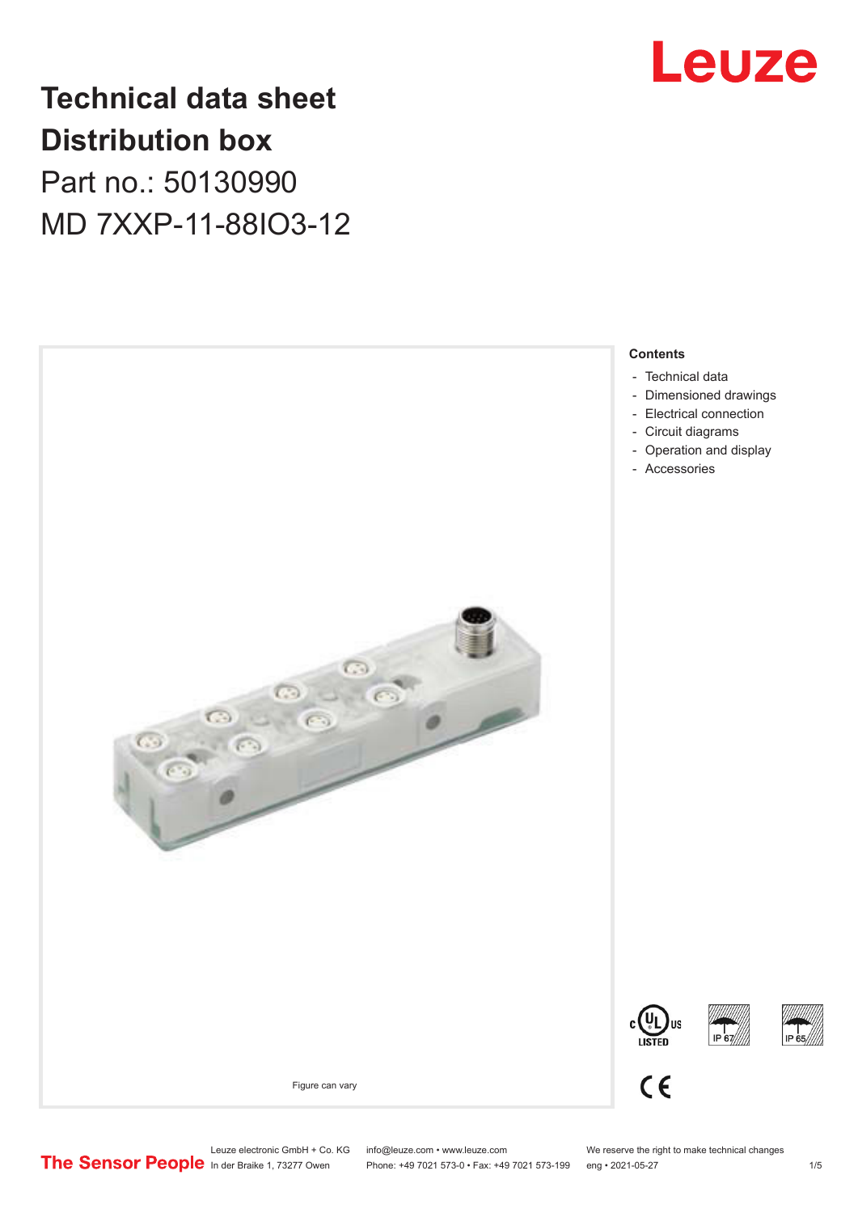# Technical data sheet
# Distribution box

Part no.: 50130990

MD 7XXP-11-88IO3-12

Figure can vary

**Contents**

- Technical data
- Dimensioned drawings
- Electrical connection
- Circuit diagrams
- Operation and display
- Accessories

Leuze electronic GmbH + Co. KG
In der Braike 1, 73277 Owen

info@leuze.com • www.leuze.com
Phone: +49 7021 573-0 • Fax: +49 7021 573-199

We reserve the right to make technical changes
eng • 2021-05-27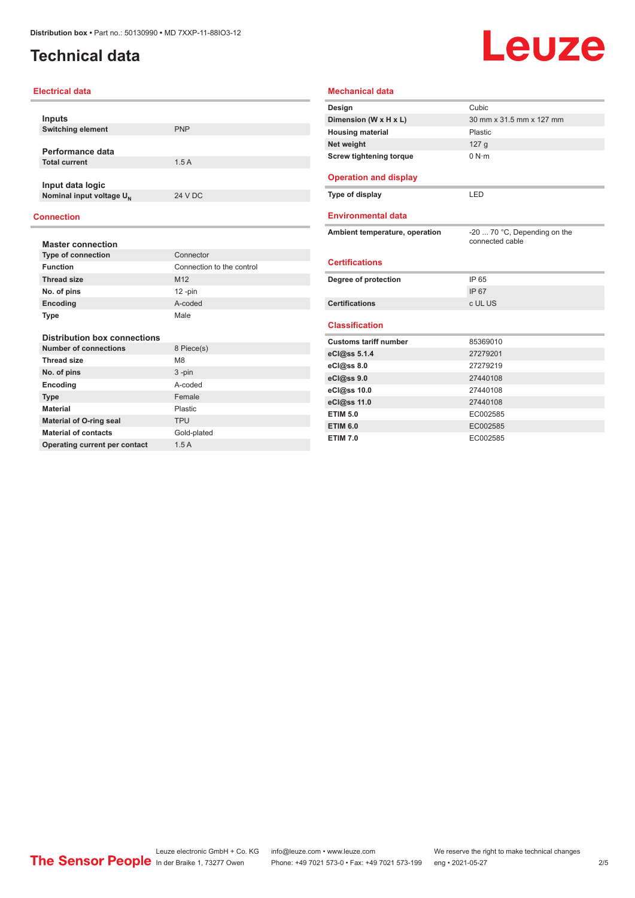# Technical data

## Electrical data

### Inputs

| | |
|---|---|
| **Switching element** | PNP |

### Performance data

| | |
|---|---|
| **Total current** | 1.5 A |

### Input data logic

| | |
|---|---|
| **Nominal input voltage $U_N$** | 24 V DC |

## Connection

### Master connection

| | |
|---|---|
| **Type of connection** | Connector |
| **Function** | Connection to the control |
| **Thread size** | M12 |
| **No. of pins** | 12 -pin |
| **Encoding** | A-coded |
| **Type** | Male |

### Distribution box connections

| | |
|---|---|
| **Number of connections** | 8 Piece(s) |
| **Thread size** | M8 |
| **No. of pins** | 3 -pin |
| **Encoding** | A-coded |
| **Type** | Female |
| **Material** | Plastic |
| **Material of O-ring seal** | TPU |
| **Material of contacts** | Gold-plated |
| **Operating current per contact** | 1.5 A |

## Mechanical data

| | |
|---|---|
| **Design** | Cubic |
| **Dimension (W x H x L)** | 30 mm x 31.5 mm x 127 mm |
| **Housing material** | Plastic |
| **Net weight** | 127 g |
| **Screw tightening torque** | 0 N·m |

## Operation and display

| | |
|---|---|
| **Type of display** | LED |

## Environmental data

| | |
|---|---|
| **Ambient temperature, operation** | -20 ... 70 °C, Depending on the connected cable |

## Certifications

| | |
|---|---|
| **Degree of protection** | IP 65 |
| | IP 67 |
| **Certifications** | c UL US |

## Classification

| | |
|---|---|
| **Customs tariff number** | 85369010 |
| **eCl@ss 5.1.4** | 27279201 |
| **eCl@ss 8.0** | 27279219 |
| **eCl@ss 9.0** | 27440108 |
| **eCl@ss 10.0** | 27440108 |
| **eCl@ss 11.0** | 27440108 |
| **ETIM 5.0** | EC002585 |
| **ETIM 6.0** | EC002585 |
| **ETIM 7.0** | EC002585 |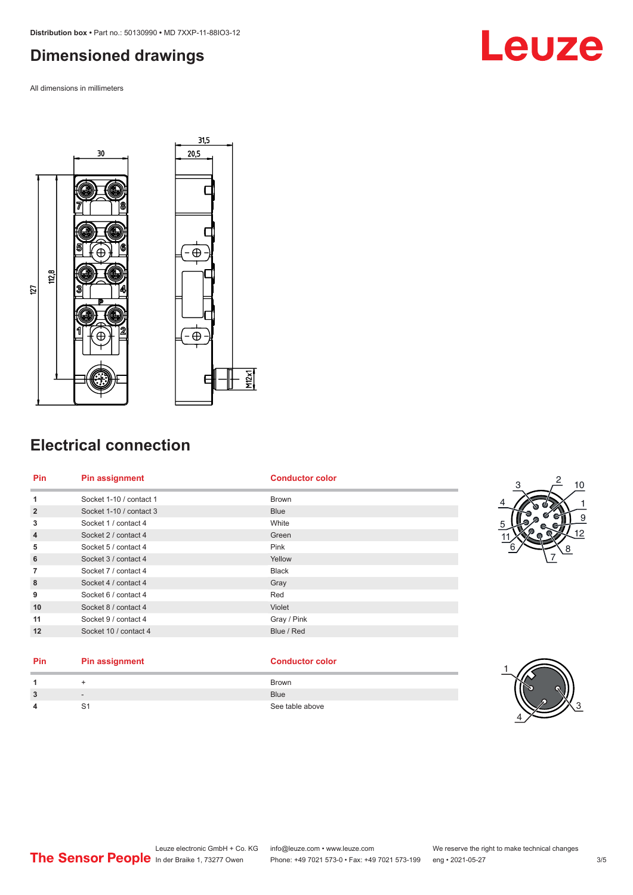## Dimensioned drawings

All dimensions in millimeters

## Electrical connection

| Pin | Pin assignment | Conductor color |
|---|---|---|
| 1 | Socket 1-10 / contact 1 | Brown |
| 2 | Socket 1-10 / contact 3 | Blue |
| 3 | Socket 1 / contact 4 | White |
| 4 | Socket 2 / contact 4 | Green |
| 5 | Socket 5 / contact 4 | Pink |
| 6 | Socket 3 / contact 4 | Yellow |
| 7 | Socket 7 / contact 4 | Black |
| 8 | Socket 4 / contact 4 | Gray |
| 9 | Socket 6 / contact 4 | Red |
| 10 | Socket 8 / contact 4 | Violet |
| 11 | Socket 9 / contact 4 | Gray / Pink |
| 12 | Socket 10 / contact 4 | Blue / Red |

| Pin | Pin assignment | Conductor color |
|---|---|---|
| 1 | + | Brown |
| 3 | - | Blue |
| 4 | S1 | See table above |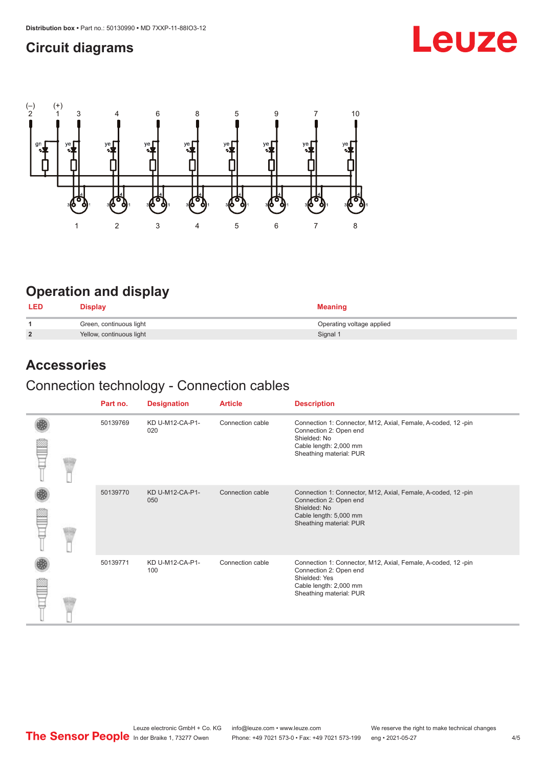## Circuit diagrams

(–) 2 (+) 1 3 4 6 8 5 9 7 10

gn ye ye ye ye ye ye ye ye

1 2 3 4 5 6 7 8

## Operation and display

| LED | Display | Meaning |
|---|---|---|
| **1** | Green, continuous light | Operating voltage applied |
| **2** | Yellow, continuous light | Signal 1 |

## Accessories

### Connection technology - Connection cables

| | Part no. | Designation | Article | Description |
|---|---|---|---|---|
| | 50139769 | KD U-M12-CA-P1-020 | Connection cable | Connection 1: Connector, M12, Axial, Female, A-coded, 12 -pin<br>Connection 2: Open end<br>Shielded: No<br>Cable length: 2,000 mm<br>Sheathing material: PUR |
| | 50139770 | KD U-M12-CA-P1-050 | Connection cable | Connection 1: Connector, M12, Axial, Female, A-coded, 12 -pin<br>Connection 2: Open end<br>Shielded: No<br>Cable length: 5,000 mm<br>Sheathing material: PUR |
| | 50139771 | KD U-M12-CA-P1-100 | Connection cable | Connection 1: Connector, M12, Axial, Female, A-coded, 12 -pin<br>Connection 2: Open end<br>Shielded: Yes<br>Cable length: 2,000 mm<br>Sheathing material: PUR |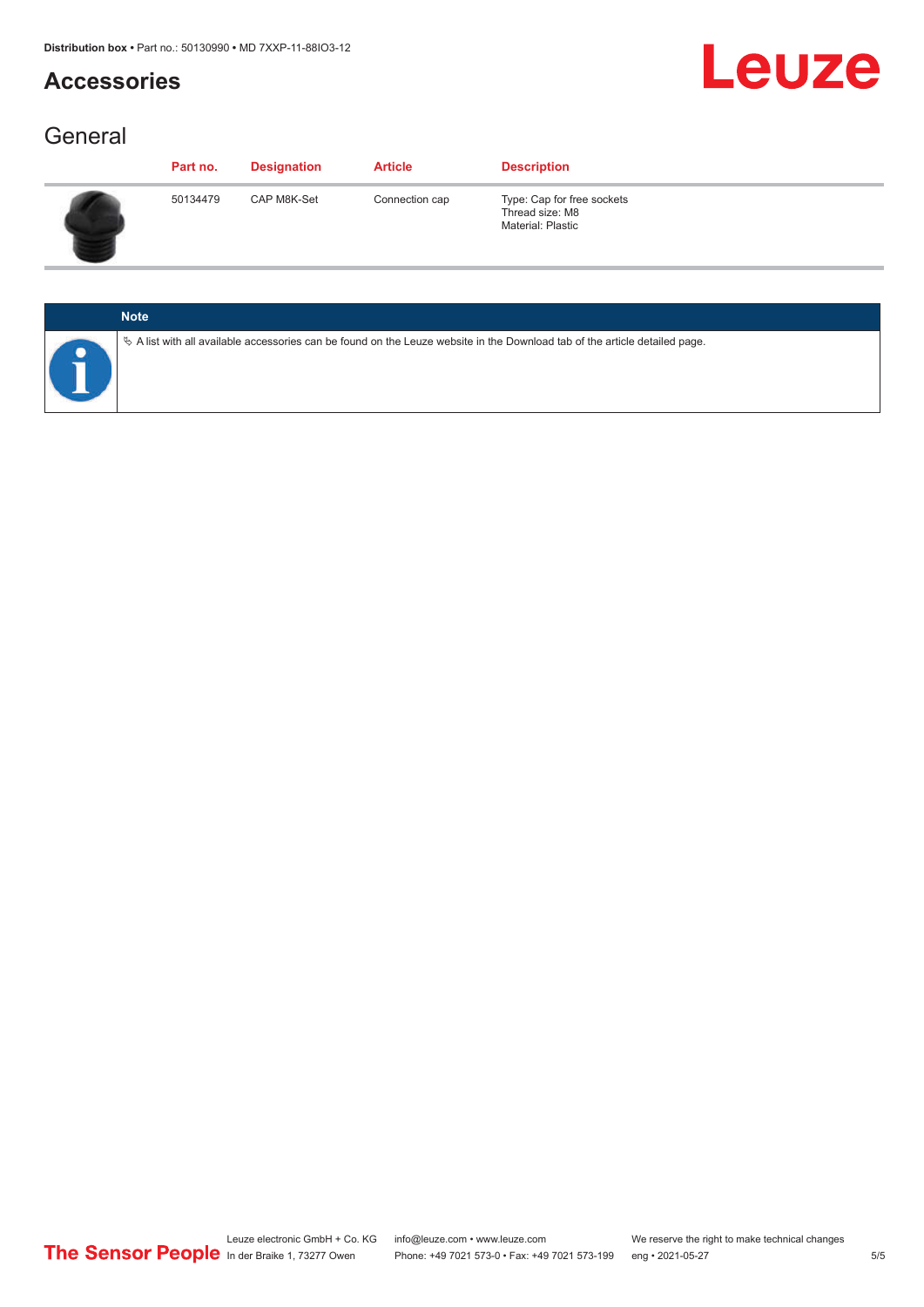## Accessories

### General

| | Part no. | Designation | Article | Description |
|---|---|---|---|---|
| | 50134479 | CAP M8K-Set | Connection cap | Type: Cap for free sockets<br>Thread size: M8<br>Material: Plastic |

| Note |
|---|
| ↳ A list with all available accessories can be found on the Leuze website in the Download tab of the article detailed page. |